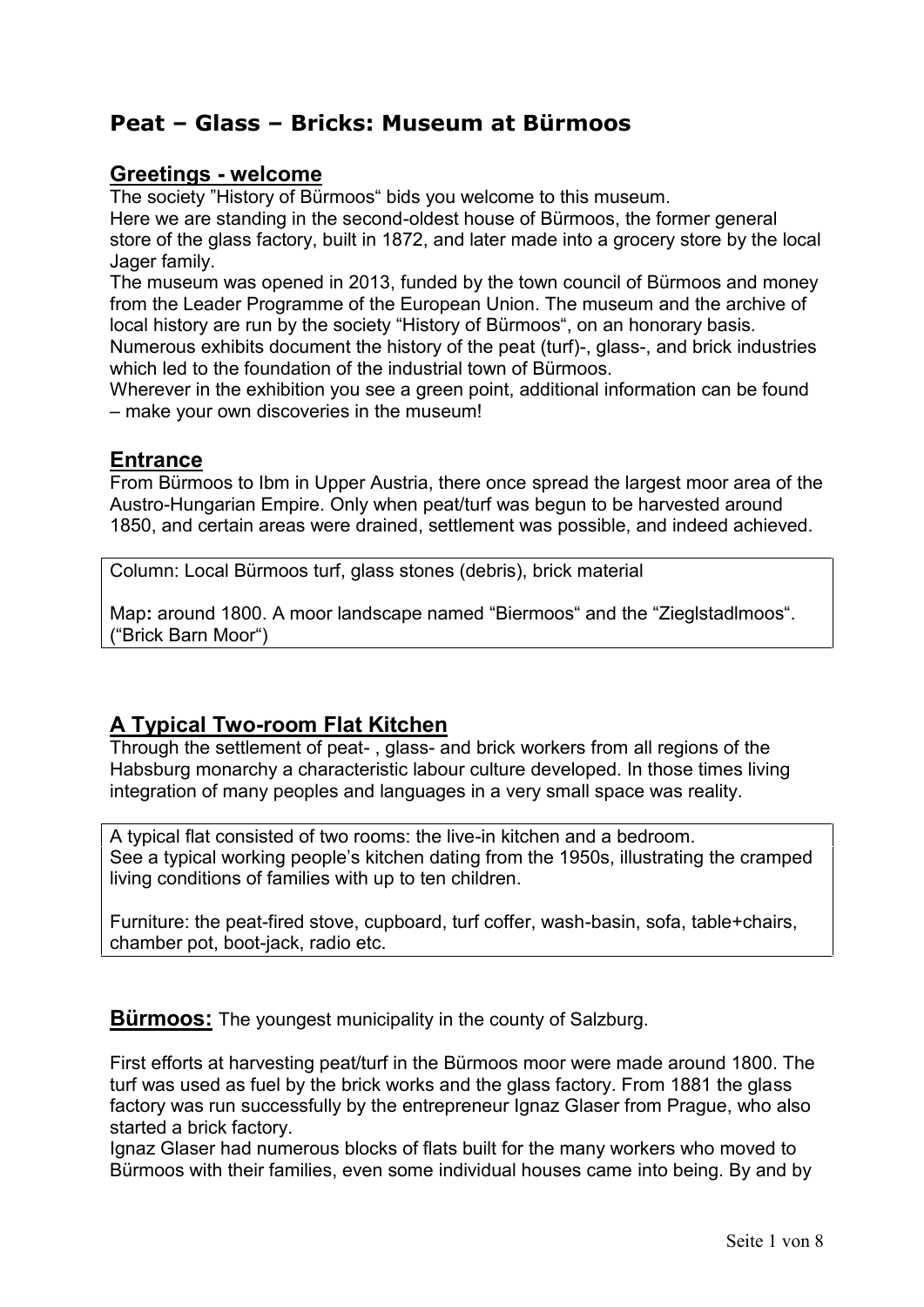# Peat – Glass – Bricks: Museum at Bürmoos

## Greetings - welcome

The society "History of Bürmoos" bids you welcome to this museum.
Here we are standing in the second-oldest house of Bürmoos, the former general store of the glass factory, built in 1872, and later made into a grocery store by the local Jager family.
The museum was opened in 2013, funded by the town council of Bürmoos and money from the Leader Programme of the European Union. The museum and the archive of local history are run by the society "History of Bürmoos", on an honorary basis.
Numerous exhibits document the history of the peat (turf)-, glass-, and brick industries which led to the foundation of the industrial town of Bürmoos.
Wherever in the exhibition you see a green point, additional information can be found – make your own discoveries in the museum!

## Entrance

From Bürmoos to Ibm in Upper Austria, there once spread the largest moor area of the Austro-Hungarian Empire. Only when peat/turf was begun to be harvested around 1850, and certain areas were drained, settlement was possible, and indeed achieved.

Column: Local Bürmoos turf, glass stones (debris), brick material

Map**:** around 1800. A moor landscape named "Biermoos" and the "Zieglstadlmoos". ("Brick Barn Moor")

## A Typical Two-room Flat Kitchen

Through the settlement of peat- , glass- and brick workers from all regions of the Habsburg monarchy a characteristic labour culture developed. In those times living integration of many peoples and languages in a very small space was reality.

A typical flat consisted of two rooms: the live-in kitchen and a bedroom.
See a typical working people's kitchen dating from the 1950s, illustrating the cramped living conditions of families with up to ten children.

Furniture: the peat-fired stove, cupboard, turf coffer, wash-basin, sofa, table+chairs, chamber pot, boot-jack, radio etc.

**Bürmoos:** The youngest municipality in the county of Salzburg.

First efforts at harvesting peat/turf in the Bürmoos moor were made around 1800. The turf was used as fuel by the brick works and the glass factory. From 1881 the glass factory was run successfully by the entrepreneur Ignaz Glaser from Prague, who also started a brick factory.
Ignaz Glaser had numerous blocks of flats built for the many workers who moved to Bürmoos with their families, even some individual houses came into being. By and by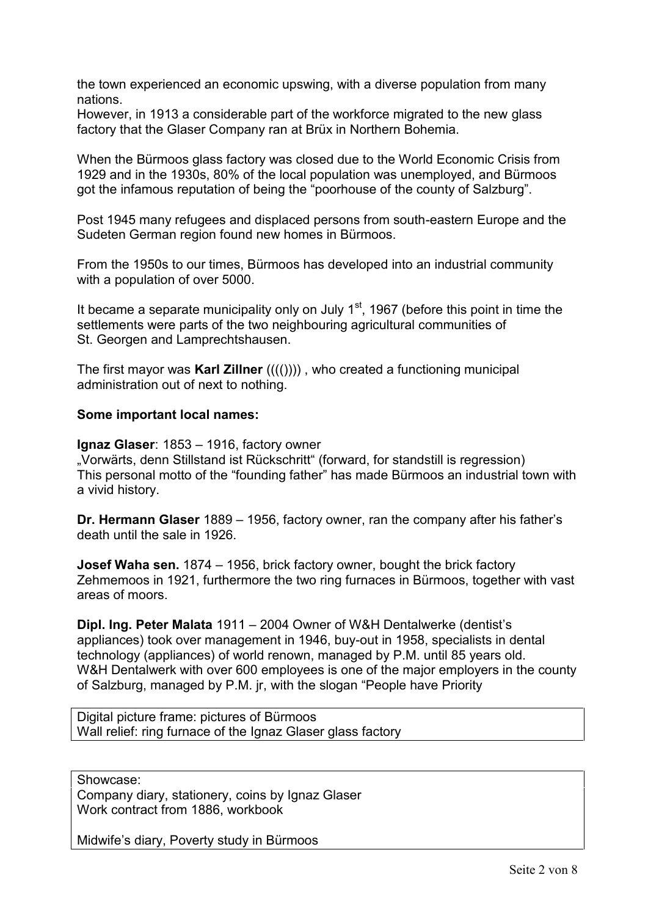the town experienced an economic upswing, with a diverse population from many nations.
However, in 1913 a considerable part of the workforce migrated to the new glass factory that the Glaser Company ran at Brüx in Northern Bohemia.

When the Bürmoos glass factory was closed due to the World Economic Crisis from 1929 and in the 1930s, 80% of the local population was unemployed, and Bürmoos got the infamous reputation of being the "poorhouse of the county of Salzburg".

Post 1945 many refugees and displaced persons from south-eastern Europe and the Sudeten German region found new homes in Bürmoos.

From the 1950s to our times, Bürmoos has developed into an industrial community with a population of over 5000.

It became a separate municipality only on July 1st, 1967 (before this point in time the settlements were parts of the two neighbouring agricultural communities of St. Georgen and Lamprechtshausen.

The first mayor was **Karl Zillner** ((((())))) , who created a functioning municipal administration out of next to nothing.

**Some important local names:**

**Ignaz Glaser**: 1853 – 1916, factory owner
„Vorwärts, denn Stillstand ist Rückschritt" (forward, for standstill is regression)
This personal motto of the "founding father" has made Bürmoos an industrial town with a vivid history.

**Dr. Hermann Glaser** 1889 – 1956, factory owner, ran the company after his father's death until the sale in 1926.

**Josef Waha sen.** 1874 – 1956, brick factory owner, bought the brick factory Zehmemoos in 1921, furthermore the two ring furnaces in Bürmoos, together with vast areas of moors.

**Dipl. Ing. Peter Malata** 1911 – 2004 Owner of W&H Dentalwerke (dentist's appliances) took over management in 1946, buy-out in 1958, specialists in dental technology (appliances) of world renown, managed by P.M. until 85 years old.
W&H Dentalwerk with over 600 employees is one of the major employers in the county of Salzburg, managed by P.M. jr, with the slogan "People have Priority

| Digital picture frame: pictures of Bürmoos<br>Wall relief: ring furnace of the Ignaz Glaser glass factory |
|---|

| Showcase:<br>Company diary, stationery, coins by Ignaz Glaser<br>Work contract from 1886, workbook<br><br>Midwife's diary, Poverty study in Bürmoos |
|---|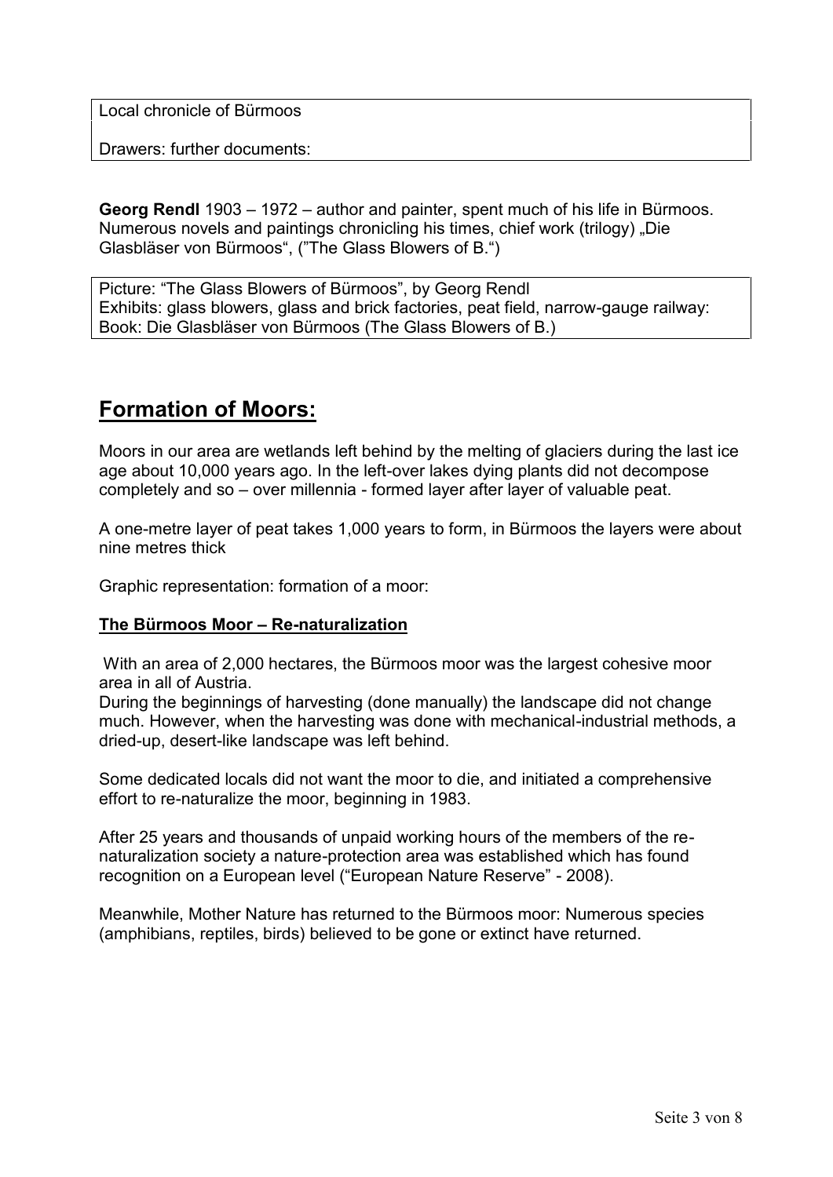Local chronicle of Bürmoos

Drawers: further documents:

**Georg Rendl** 1903 – 1972 – author and painter, spent much of his life in Bürmoos. Numerous novels and paintings chronicling his times, chief work (trilogy) „Die Glasbläser von Bürmoos", ("The Glass Blowers of B.")

Picture: "The Glass Blowers of Bürmoos", by Georg Rendl
Exhibits: glass blowers, glass and brick factories, peat field, narrow-gauge railway:
Book: Die Glasbläser von Bürmoos (The Glass Blowers of B.)

## Formation of Moors:

Moors in our area are wetlands left behind by the melting of glaciers during the last ice age about 10,000 years ago. In the left-over lakes dying plants did not decompose completely and so – over millennia - formed layer after layer of valuable peat.

A one-metre layer of peat takes 1,000 years to form, in Bürmoos the layers were about nine metres thick

Graphic representation: formation of a moor:

### The Bürmoos Moor – Re-naturalization

With an area of 2,000 hectares, the Bürmoos moor was the largest cohesive moor area in all of Austria.
During the beginnings of harvesting (done manually) the landscape did not change much. However, when the harvesting was done with mechanical-industrial methods, a dried-up, desert-like landscape was left behind.

Some dedicated locals did not want the moor to die, and initiated a comprehensive effort to re-naturalize the moor, beginning in 1983.

After 25 years and thousands of unpaid working hours of the members of the re-naturalization society a nature-protection area was established which has found recognition on a European level ("European Nature Reserve" - 2008).

Meanwhile, Mother Nature has returned to the Bürmoos moor: Numerous species (amphibians, reptiles, birds) believed to be gone or extinct have returned.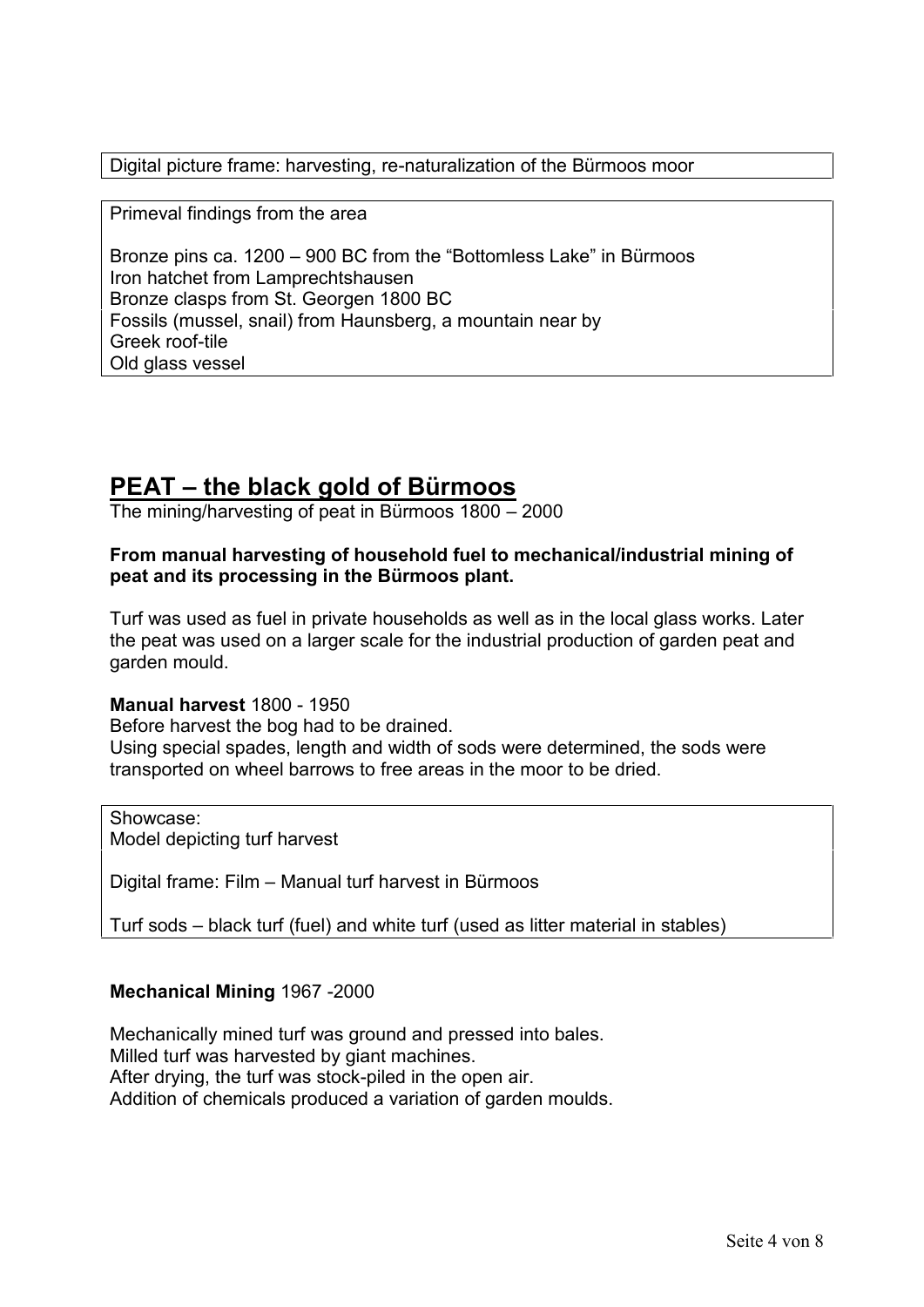Digital picture frame: harvesting, re-naturalization of the Bürmoos moor

Primeval findings from the area

Bronze pins ca. 1200 – 900 BC from the "Bottomless Lake" in Bürmoos
Iron hatchet from Lamprechtshausen
Bronze clasps from St. Georgen 1800 BC
Fossils (mussel, snail) from Haunsberg, a mountain near by
Greek roof-tile
Old glass vessel

# PEAT – the black gold of Bürmoos

The mining/harvesting of peat in Bürmoos 1800 – 2000

**From manual harvesting of household fuel to mechanical/industrial mining of peat and its processing in the Bürmoos plant.**

Turf was used as fuel in private households as well as in the local glass works. Later the peat was used on a larger scale for the industrial production of garden peat and garden mould.

**Manual harvest** 1800 - 1950
Before harvest the bog had to be drained.
Using special spades, length and width of sods were determined, the sods were transported on wheel barrows to free areas in the moor to be dried.

Showcase:
Model depicting turf harvest

Digital frame: Film – Manual turf harvest in Bürmoos

Turf sods – black turf (fuel) and white turf (used as litter material in stables)

**Mechanical Mining** 1967 -2000

Mechanically mined turf was ground and pressed into bales.
Milled turf was harvested by giant machines.
After drying, the turf was stock-piled in the open air.
Addition of chemicals produced a variation of garden moulds.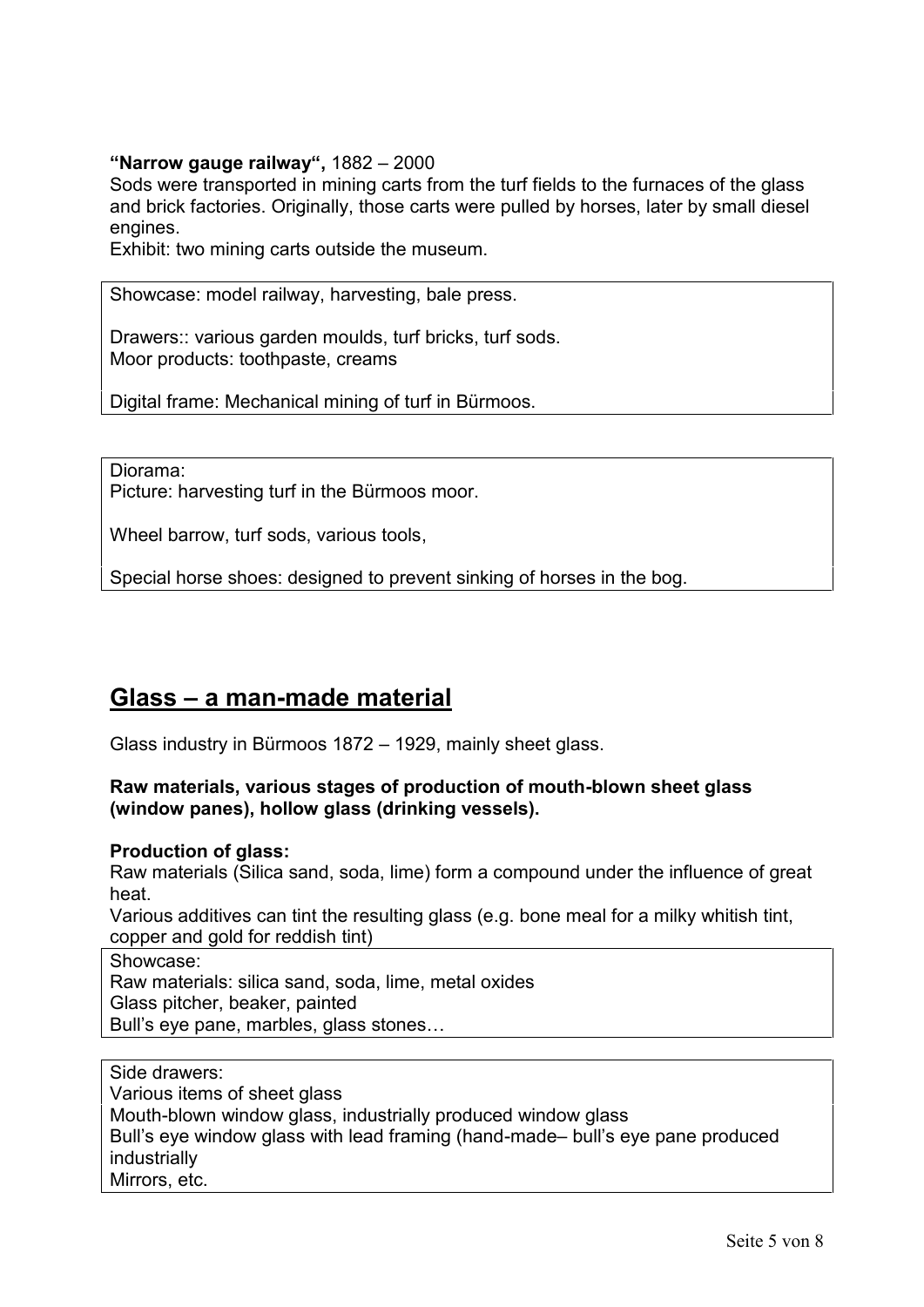**"Narrow gauge railway",** 1882 – 2000

Sods were transported in mining carts from the turf fields to the furnaces of the glass and brick factories. Originally, those carts were pulled by horses, later by small diesel engines.

Exhibit: two mining carts outside the museum.

Showcase: model railway, harvesting, bale press.

Drawers:: various garden moulds, turf bricks, turf sods.
Moor products: toothpaste, creams

Digital frame: Mechanical mining of turf in Bürmoos.

Diorama:
Picture: harvesting turf in the Bürmoos moor.

Wheel barrow, turf sods, various tools,

Special horse shoes: designed to prevent sinking of horses in the bog.

## Glass – a man-made material

Glass industry in Bürmoos 1872 – 1929, mainly sheet glass.

**Raw materials, various stages of production of mouth-blown sheet glass (window panes), hollow glass (drinking vessels).**

**Production of glass:**

Raw materials (Silica sand, soda, lime) form a compound under the influence of great heat.

Various additives can tint the resulting glass (e.g. bone meal for a milky whitish tint, copper and gold for reddish tint)

Showcase:
Raw materials: silica sand, soda, lime, metal oxides
Glass pitcher, beaker, painted
Bull's eye pane, marbles, glass stones…

Side drawers:
Various items of sheet glass
Mouth-blown window glass, industrially produced window glass
Bull's eye window glass with lead framing (hand-made– bull's eye pane produced industrially
Mirrors, etc.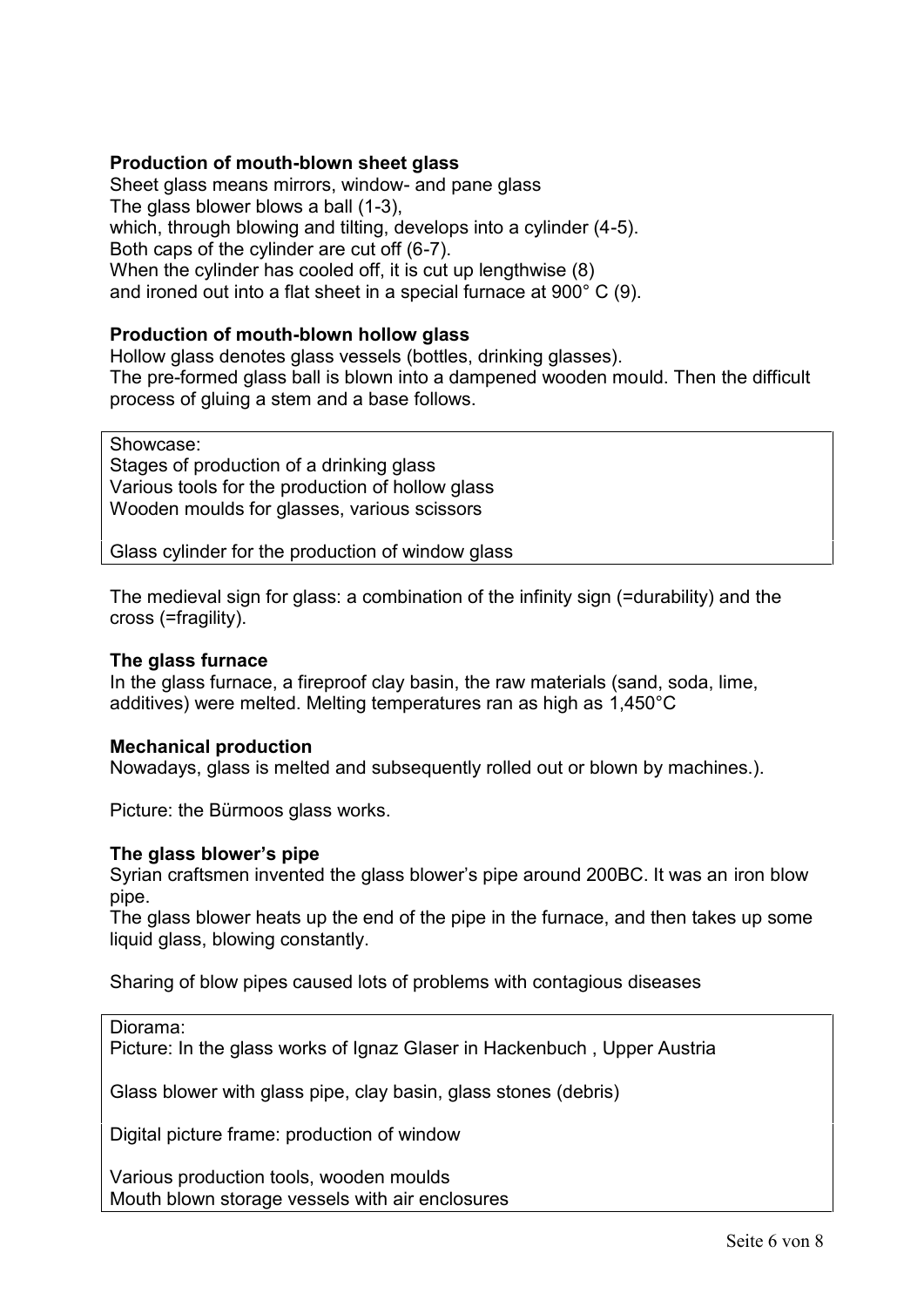## Production of mouth-blown sheet glass

Sheet glass means mirrors, window- and pane glass
The glass blower blows a ball (1-3),
which, through blowing and tilting, develops into a cylinder (4-5).
Both caps of the cylinder are cut off (6-7).
When the cylinder has cooled off, it is cut up lengthwise (8)
and ironed out into a flat sheet in a special furnace at 900° C (9).

## Production of mouth-blown hollow glass

Hollow glass denotes glass vessels (bottles, drinking glasses).
The pre-formed glass ball is blown into a dampened wooden mould. Then the difficult process of gluing a stem and a base follows.

| Showcase: |
|---|
| Stages of production of a drinking glass<br>Various tools for the production of hollow glass<br>Wooden moulds for glasses, various scissors |
| Glass cylinder for the production of window glass |

The medieval sign for glass: a combination of the infinity sign (=durability) and the cross (=fragility).

## The glass furnace

In the glass furnace, a fireproof clay basin, the raw materials (sand, soda, lime, additives) were melted. Melting temperatures ran as high as 1,450°C

## Mechanical production

Nowadays, glass is melted and subsequently rolled out or blown by machines.).

Picture: the Bürmoos glass works.

## The glass blower's pipe

Syrian craftsmen invented the glass blower's pipe around 200BC. It was an iron blow pipe.
The glass blower heats up the end of the pipe in the furnace, and then takes up some liquid glass, blowing constantly.

Sharing of blow pipes caused lots of problems with contagious diseases

| Diorama: |
|---|
| Picture: In the glass works of Ignaz Glaser in Hackenbuch , Upper Austria |
| Glass blower with glass pipe, clay basin, glass stones (debris) |
| Digital picture frame: production of window |
| Various production tools, wooden moulds<br>Mouth blown storage vessels with air enclosures |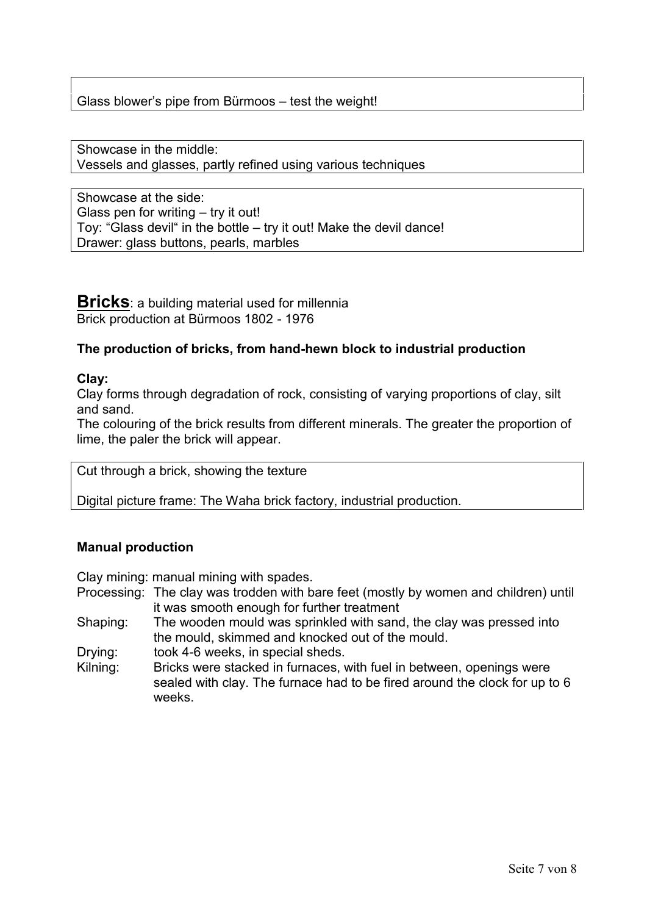Glass blower's pipe from Bürmoos – test the weight!

Showcase in the middle:
Vessels and glasses, partly refined using various techniques

Showcase at the side:
Glass pen for writing – try it out!
Toy: "Glass devil" in the bottle – try it out! Make the devil dance!
Drawer: glass buttons, pearls, marbles

## Bricks: a building material used for millennia

Brick production at Bürmoos 1802 - 1976

**The production of bricks, from hand-hewn block to industrial production**

**Clay:**

Clay forms through degradation of rock, consisting of varying proportions of clay, silt and sand.
The colouring of the brick results from different minerals. The greater the proportion of lime, the paler the brick will appear.

Cut through a brick, showing the texture

Digital picture frame: The Waha brick factory, industrial production.

**Manual production**

Clay mining: manual mining with spades.
Processing: The clay was trodden with bare feet (mostly by women and children) until it was smooth enough for further treatment
Shaping: The wooden mould was sprinkled with sand, the clay was pressed into the mould, skimmed and knocked out of the mould.
Drying: took 4-6 weeks, in special sheds.
Kilning: Bricks were stacked in furnaces, with fuel in between, openings were sealed with clay. The furnace had to be fired around the clock for up to 6 weeks.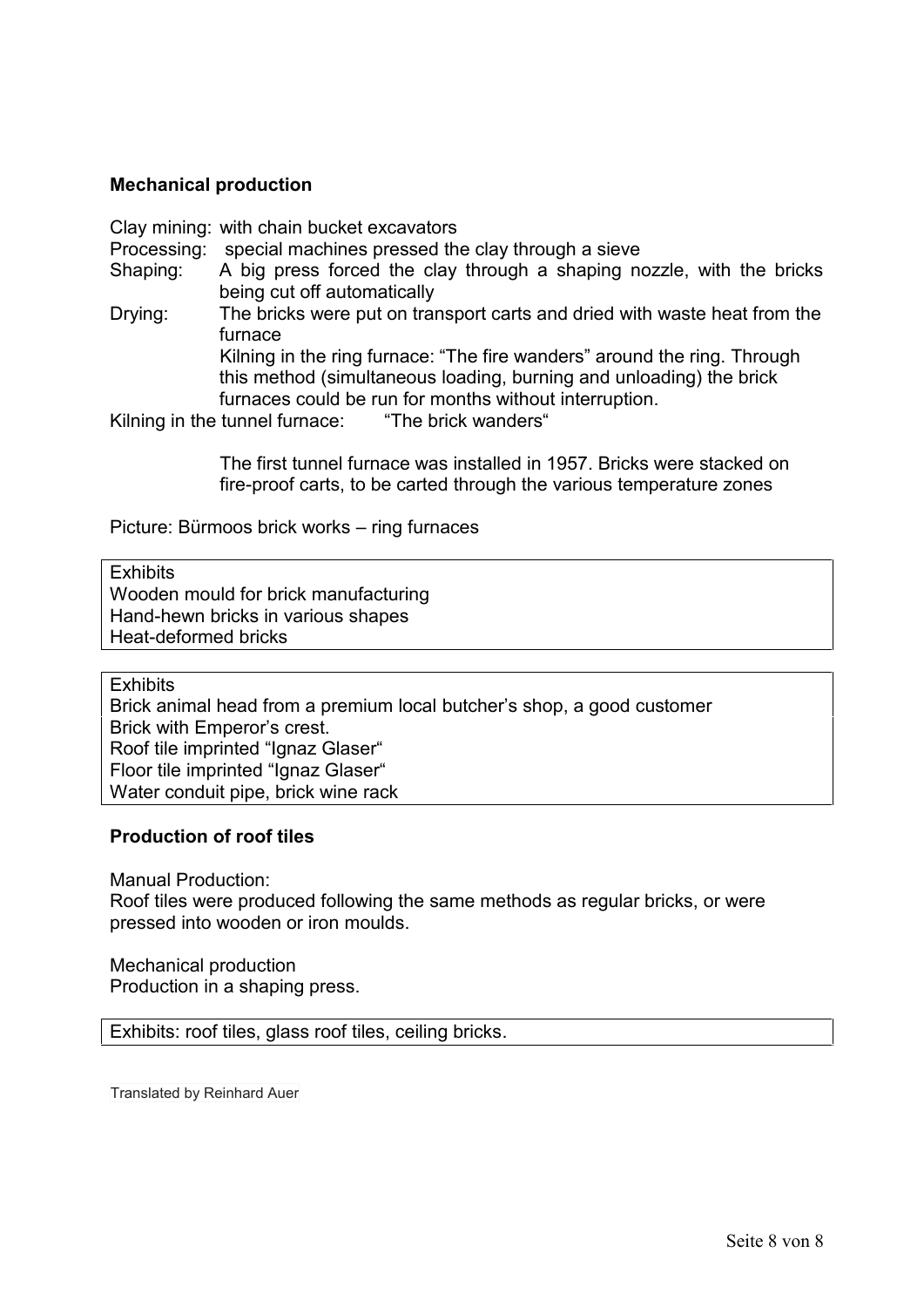### Mechanical production

Clay mining: with chain bucket excavators

Processing: special machines pressed the clay through a sieve

Shaping: A big press forced the clay through a shaping nozzle, with the bricks being cut off automatically

Drying: The bricks were put on transport carts and dried with waste heat from the furnace

Kilning in the ring furnace: "The fire wanders" around the ring. Through this method (simultaneous loading, burning and unloading) the brick furnaces could be run for months without interruption.

Kilning in the tunnel furnace: "The brick wanders"

The first tunnel furnace was installed in 1957. Bricks were stacked on fire-proof carts, to be carted through the various temperature zones

Picture: Bürmoos brick works – ring furnaces

Exhibits
Wooden mould for brick manufacturing
Hand-hewn bricks in various shapes
Heat-deformed bricks

Exhibits
Brick animal head from a premium local butcher's shop, a good customer
Brick with Emperor's crest.
Roof tile imprinted "Ignaz Glaser"
Floor tile imprinted "Ignaz Glaser"
Water conduit pipe, brick wine rack

### Production of roof tiles

Manual Production:
Roof tiles were produced following the same methods as regular bricks, or were pressed into wooden or iron moulds.

Mechanical production
Production in a shaping press.

Exhibits: roof tiles, glass roof tiles, ceiling bricks.

Translated by Reinhard Auer